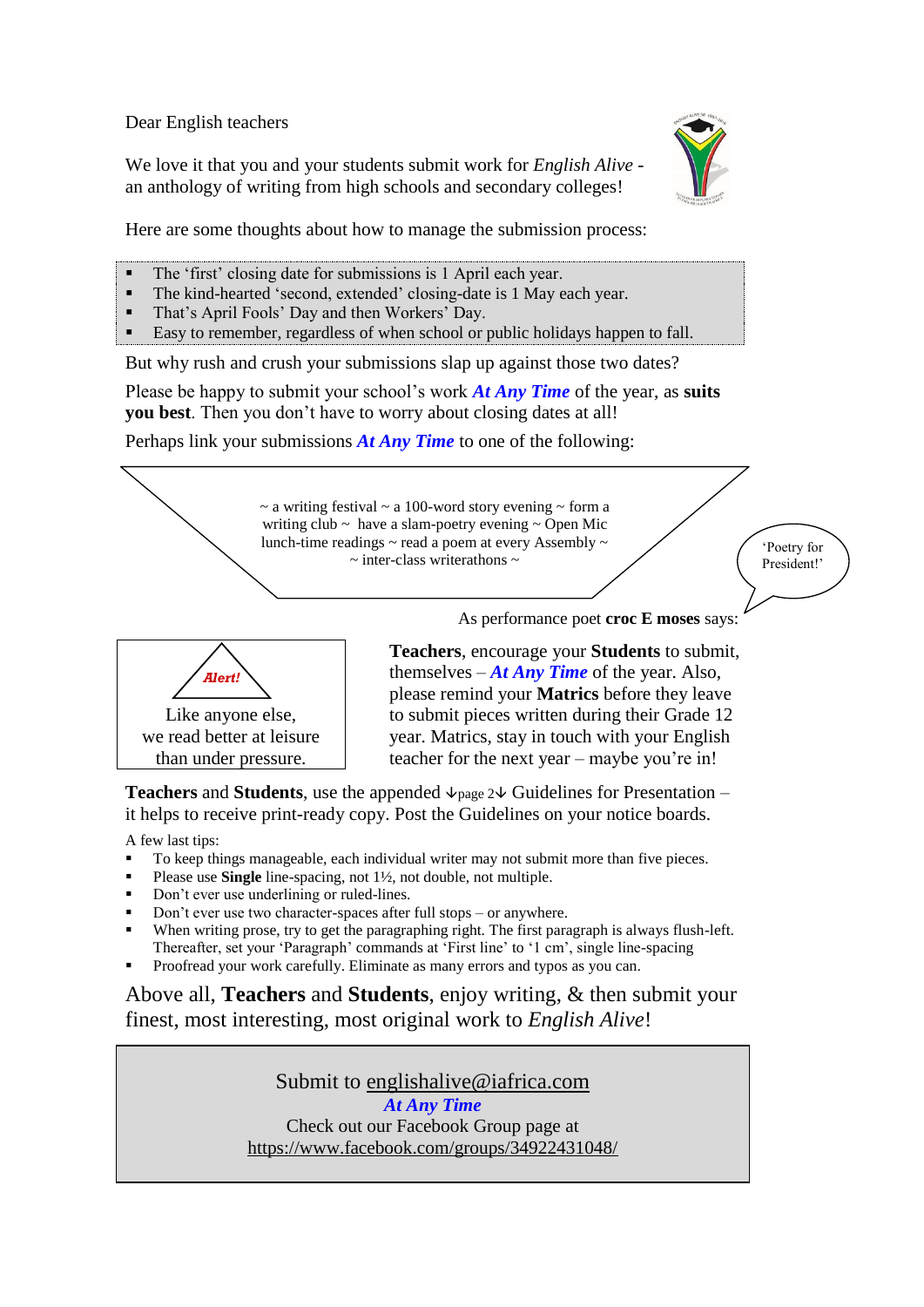Dear English teachers

We love it that you and your students submit work for *English Alive* - an anthology of writing from high schools and secondary colleges!

Here are some thoughts about how to manage the submission process:

- The 'first' closing date for submissions is 1 April each year.
- The kind-hearted 'second, extended' closing-date is 1 May each year.
- That's April Fools' Day and then Workers' Day.
- Easy to remember, regardless of when school or public holidays happen to fall.

But why rush and crush your submissions slap up against those two dates?

Please be happy to submit your school's work ***At Any Time*** of the year, as **suits you best**. Then you don't have to worry about closing dates at all!

Perhaps link your submissions ***At Any Time*** to one of the following:

~ a writing festival ~ a 100-word story evening ~ form a writing club ~ have a slam-poetry evening ~ Open Mic lunch-time readings ~ read a poem at every Assembly ~ ~ inter-class writerathons ~

'Poetry for President!'

As performance poet **croc E moses** says:

***Alert!***

Like anyone else, we read better at leisure than under pressure.

**Teachers**, encourage your **Students** to submit, themselves – ***At Any Time*** of the year. Also, please remind your **Matrics** before they leave to submit pieces written during their Grade 12 year. Matrics, stay in touch with your English teacher for the next year – maybe you're in!

**Teachers** and **Students**, use the appended ↓page 2↓ Guidelines for Presentation – it helps to receive print-ready copy. Post the Guidelines on your notice boards.

A few last tips:

- To keep things manageable, each individual writer may not submit more than five pieces.
- Please use **Single** line-spacing, not 1½, not double, not multiple.
- Don't ever use underlining or ruled-lines.
- Don't ever use two character-spaces after full stops – or anywhere.
- When writing prose, try to get the paragraphing right. The first paragraph is always flush-left. Thereafter, set your 'Paragraph' commands at 'First line' to '1 cm', single line-spacing
- Proofread your work carefully. Eliminate as many errors and typos as you can.

Above all, **Teachers** and **Students**, enjoy writing, & then submit your finest, most interesting, most original work to *English Alive*!

Submit to englishalive@iafrica.com

***At Any Time***

Check out our Facebook Group page at

https://www.facebook.com/groups/34922431048/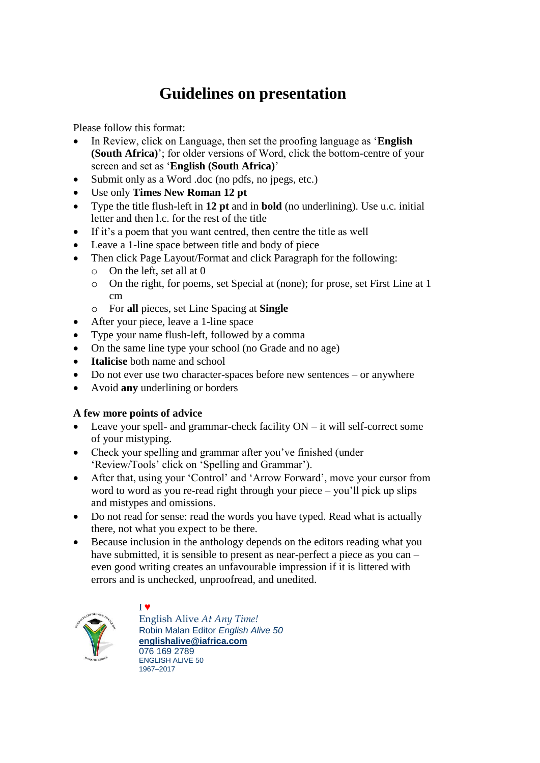# Guidelines on presentation

Please follow this format:

- In Review, click on Language, then set the proofing language as '**English (South Africa)**'; for older versions of Word, click the bottom-centre of your screen and set as '**English (South Africa)**'
- Submit only as a Word .doc (no pdfs, no jpegs, etc.)
- Use only **Times New Roman 12 pt**
- Type the title flush-left in **12 pt** and in **bold** (no underlining). Use u.c. initial letter and then l.c. for the rest of the title
- If it's a poem that you want centred, then centre the title as well
- Leave a 1-line space between title and body of piece
- Then click Page Layout/Format and click Paragraph for the following:
    - On the left, set all at 0
    - On the right, for poems, set Special at (none); for prose, set First Line at 1 cm
    - For **all** pieces, set Line Spacing at **Single**
- After your piece, leave a 1-line space
- Type your name flush-left, followed by a comma
- On the same line type your school (no Grade and no age)
- **Italicise** both name and school
- Do not ever use two character-spaces before new sentences – or anywhere
- Avoid **any** underlining or borders

**A few more points of advice**

- Leave your spell- and grammar-check facility ON – it will self-correct some of your mistyping.
- Check your spelling and grammar after you've finished (under 'Review/Tools' click on 'Spelling and Grammar').
- After that, using your 'Control' and 'Arrow Forward', move your cursor from word to word as you re-read right through your piece – you'll pick up slips and mistypes and omissions.
- Do not read for sense: read the words you have typed. Read what is actually there, not what you expect to be there.
- Because inclusion in the anthology depends on the editors reading what you have submitted, it is sensible to present as near-perfect a piece as you can – even good writing creates an unfavourable impression if it is littered with errors and is unchecked, unproofread, and unedited.

I ♥
English Alive *At Any Time!*
Robin Malan Editor *English Alive 50*
**englishalive@iafrica.com**
076 169 2789
ENGLISH ALIVE 50
1967–2017